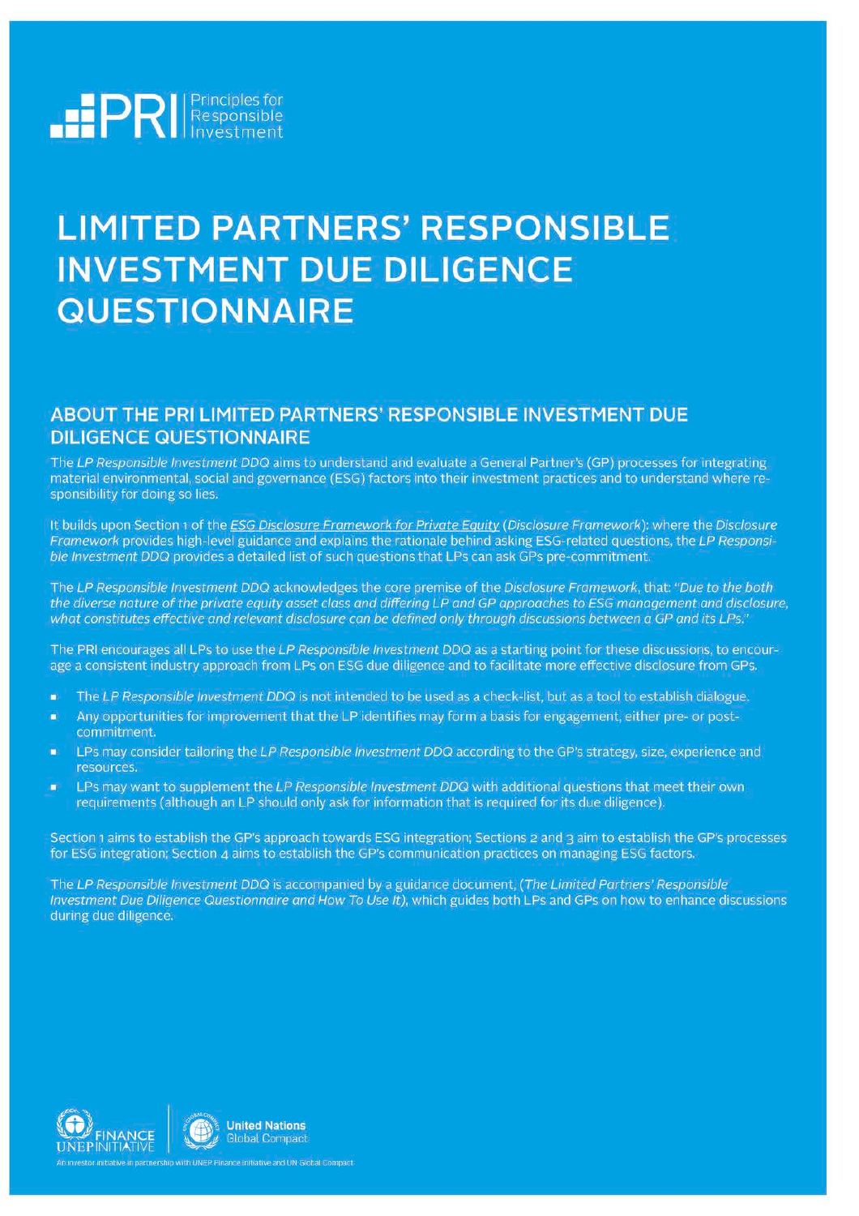PRI | Principles for Responsible Investment

# LIMITED PARTNERS' RESPONSIBLE INVESTMENT DUE DILIGENCE QUESTIONNAIRE

## ABOUT THE PRI LIMITED PARTNERS' RESPONSIBLE INVESTMENT DUE DILIGENCE QUESTIONNAIRE

The *LP Responsible Investment DDQ* aims to understand and evaluate a General Partner's (GP) processes for integrating material environmental, social and governance (ESG) factors into their investment practices and to understand where responsibility for doing so lies.

It builds upon Section 1 of the *ESG Disclosure Framework for Private Equity* (*Disclosure Framework*): where the *Disclosure Framework* provides high-level guidance and explains the rationale behind asking ESG-related questions, the *LP Responsible Investment DDQ* provides a detailed list of such questions that LPs can ask GPs pre-commitment.

The *LP Responsible Investment DDQ* acknowledges the core premise of the *Disclosure Framework*, that: *"Due to the both the diverse nature of the private equity asset class and differing LP and GP approaches to ESG management and disclosure, what constitutes effective and relevant disclosure can be defined only through discussions between a GP and its LPs."*

The PRI encourages all LPs to use the *LP Responsible Investment DDQ* as a starting point for these discussions, to encourage a consistent industry approach from LPs on ESG due diligence and to facilitate more effective disclosure from GPs.

- The *LP Responsible Investment DDQ* is not intended to be used as a check-list, but as a tool to establish dialogue.
- Any opportunities for improvement that the LP identifies may form a basis for engagement, either pre- or post-commitment.
- LPs may consider tailoring the *LP Responsible Investment DDQ* according to the GP's strategy, size, experience and resources.
- LPs may want to supplement the *LP Responsible Investment DDQ* with additional questions that meet their own requirements (although an LP should only ask for information that is required for its due diligence).

Section 1 aims to establish the GP's approach towards ESG integration; Sections 2 and 3 aim to establish the GP's processes for ESG integration; Section 4 aims to establish the GP's communication practices on managing ESG factors.

The *LP Responsible Investment DDQ* is accompanied by a guidance document, (*The Limited Partners' Responsible Investment Due Diligence Questionnaire and How To Use It*), which guides both LPs and GPs on how to enhance discussions during due diligence.

UNEP FINANCE INITIATIVE | United Nations Global Compact

An investor initiative in partnership with UNEP Finance Initiative and UN Global Compact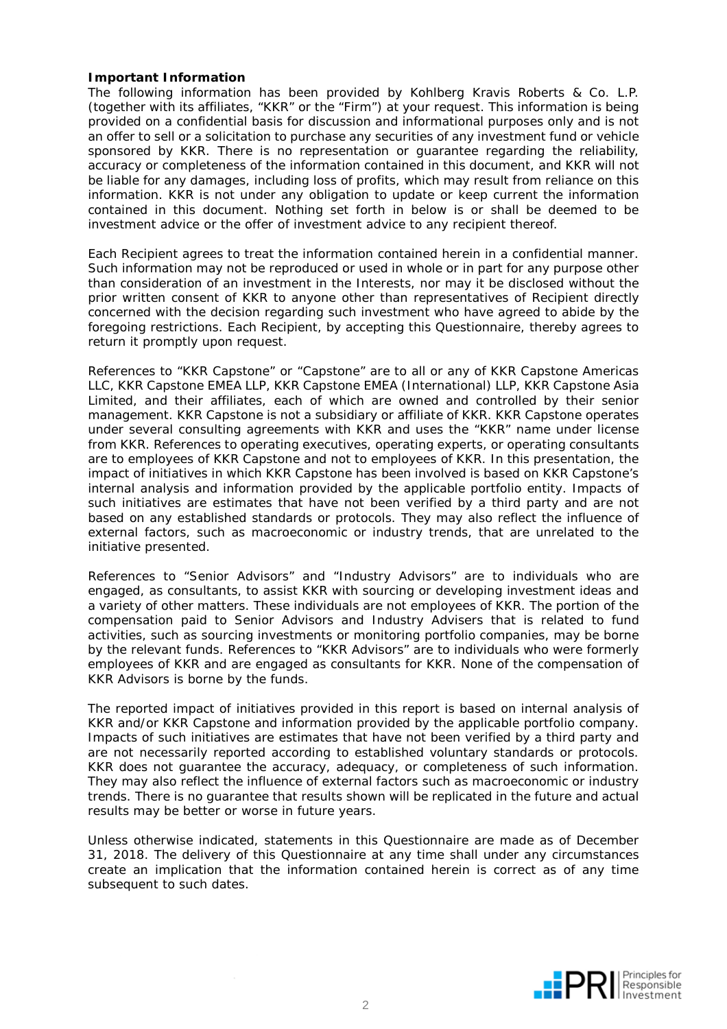**Important Information**

The following information has been provided by Kohlberg Kravis Roberts & Co. L.P. (together with its affiliates, "KKR" or the "Firm") at your request. This information is being provided on a confidential basis for discussion and informational purposes only and is not an offer to sell or a solicitation to purchase any securities of any investment fund or vehicle sponsored by KKR. There is no representation or guarantee regarding the reliability, accuracy or completeness of the information contained in this document, and KKR will not be liable for any damages, including loss of profits, which may result from reliance on this information. KKR is not under any obligation to update or keep current the information contained in this document. Nothing set forth in below is or shall be deemed to be investment advice or the offer of investment advice to any recipient thereof.

Each Recipient agrees to treat the information contained herein in a confidential manner. Such information may not be reproduced or used in whole or in part for any purpose other than consideration of an investment in the Interests, nor may it be disclosed without the prior written consent of KKR to anyone other than representatives of Recipient directly concerned with the decision regarding such investment who have agreed to abide by the foregoing restrictions. Each Recipient, by accepting this Questionnaire, thereby agrees to return it promptly upon request.

References to "KKR Capstone" or "Capstone" are to all or any of KKR Capstone Americas LLC, KKR Capstone EMEA LLP, KKR Capstone EMEA (International) LLP, KKR Capstone Asia Limited, and their affiliates, each of which are owned and controlled by their senior management. KKR Capstone is not a subsidiary or affiliate of KKR. KKR Capstone operates under several consulting agreements with KKR and uses the "KKR" name under license from KKR. References to operating executives, operating experts, or operating consultants are to employees of KKR Capstone and not to employees of KKR. In this presentation, the impact of initiatives in which KKR Capstone has been involved is based on KKR Capstone's internal analysis and information provided by the applicable portfolio entity. Impacts of such initiatives are estimates that have not been verified by a third party and are not based on any established standards or protocols. They may also reflect the influence of external factors, such as macroeconomic or industry trends, that are unrelated to the initiative presented.

References to "Senior Advisors" and "Industry Advisors" are to individuals who are engaged, as consultants, to assist KKR with sourcing or developing investment ideas and a variety of other matters. These individuals are not employees of KKR. The portion of the compensation paid to Senior Advisors and Industry Advisers that is related to fund activities, such as sourcing investments or monitoring portfolio companies, may be borne by the relevant funds. References to "KKR Advisors" are to individuals who were formerly employees of KKR and are engaged as consultants for KKR. None of the compensation of KKR Advisors is borne by the funds.

The reported impact of initiatives provided in this report is based on internal analysis of KKR and/or KKR Capstone and information provided by the applicable portfolio company. Impacts of such initiatives are estimates that have not been verified by a third party and are not necessarily reported according to established voluntary standards or protocols. KKR does not guarantee the accuracy, adequacy, or completeness of such information. They may also reflect the influence of external factors such as macroeconomic or industry trends. There is no guarantee that results shown will be replicated in the future and actual results may be better or worse in future years.

Unless otherwise indicated, statements in this Questionnaire are made as of December 31, 2018. The delivery of this Questionnaire at any time shall under any circumstances create an implication that the information contained herein is correct as of any time subsequent to such dates.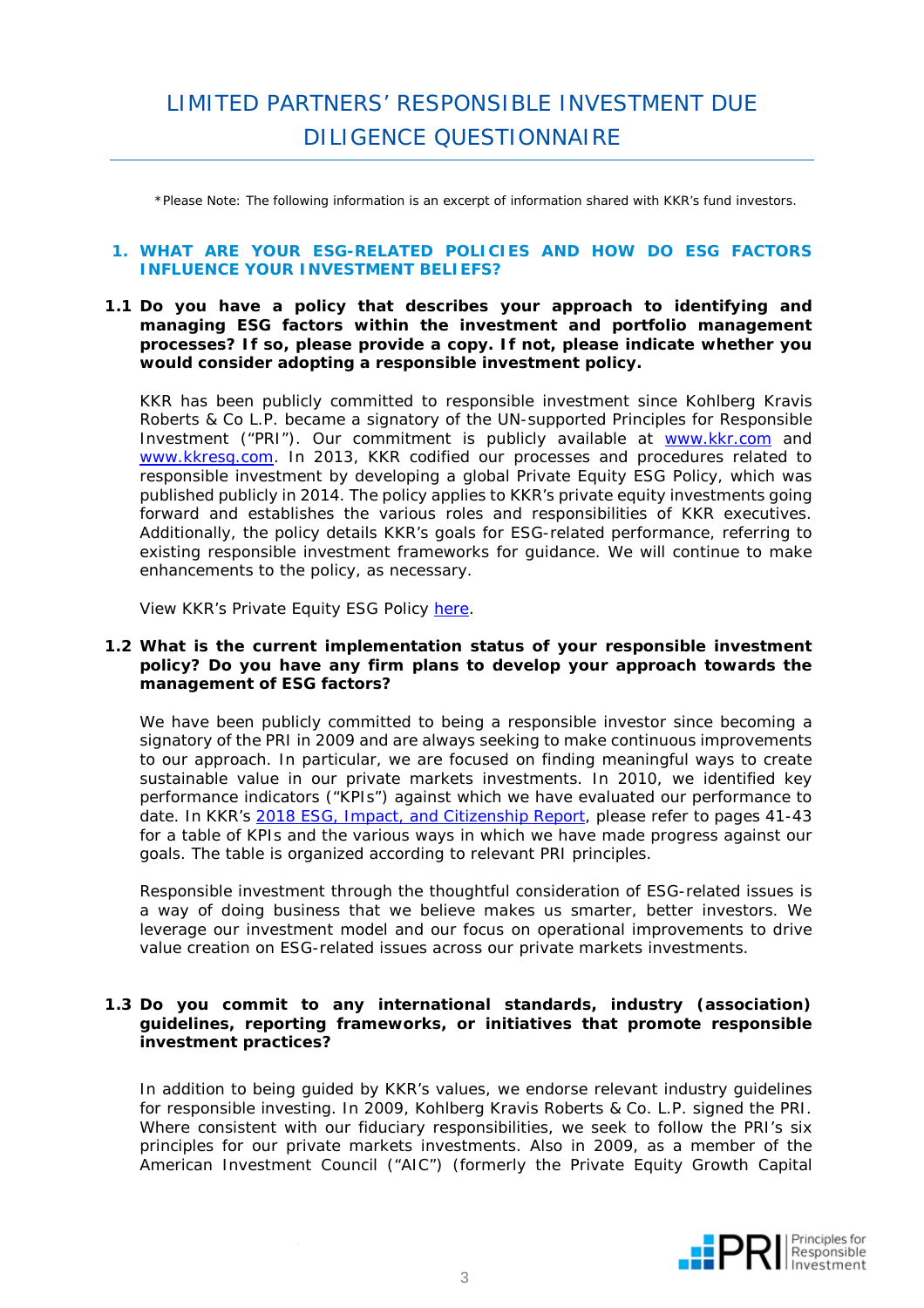# LIMITED PARTNERS' RESPONSIBLE INVESTMENT DUE DILIGENCE QUESTIONNAIRE

*Please Note: The following information is an excerpt of information shared with KKR's fund investors.

## 1. WHAT ARE YOUR ESG-RELATED POLICIES AND HOW DO ESG FACTORS INFLUENCE YOUR INVESTMENT BELIEFS?

**1.1 Do you have a policy that describes your approach to identifying and managing ESG factors within the investment and portfolio management processes? If so, please provide a copy. If not, please indicate whether you would consider adopting a responsible investment policy.**

KKR has been publicly committed to responsible investment since Kohlberg Kravis Roberts & Co L.P. became a signatory of the UN-supported Principles for Responsible Investment ("PRI"). Our commitment is publicly available at www.kkr.com and www.kkresg.com. In 2013, KKR codified our processes and procedures related to responsible investment by developing a global Private Equity ESG Policy, which was published publicly in 2014. The policy applies to KKR's private equity investments going forward and establishes the various roles and responsibilities of KKR executives. Additionally, the policy details KKR's goals for ESG-related performance, referring to existing responsible investment frameworks for guidance. We will continue to make enhancements to the policy, as necessary.

View KKR's Private Equity ESG Policy here.

**1.2 What is the current implementation status of your responsible investment policy? Do you have any firm plans to develop your approach towards the management of ESG factors?**

We have been publicly committed to being a responsible investor since becoming a signatory of the PRI in 2009 and are always seeking to make continuous improvements to our approach. In particular, we are focused on finding meaningful ways to create sustainable value in our private markets investments. In 2010, we identified key performance indicators ("KPIs") against which we have evaluated our performance to date. In KKR's 2018 ESG, Impact, and Citizenship Report, please refer to pages 41-43 for a table of KPIs and the various ways in which we have made progress against our goals. The table is organized according to relevant PRI principles.

Responsible investment through the thoughtful consideration of ESG-related issues is a way of doing business that we believe makes us smarter, better investors. We leverage our investment model and our focus on operational improvements to drive value creation on ESG-related issues across our private markets investments.

**1.3 Do you commit to any international standards, industry (association) guidelines, reporting frameworks, or initiatives that promote responsible investment practices?**

In addition to being guided by KKR's values, we endorse relevant industry guidelines for responsible investing. In 2009, Kohlberg Kravis Roberts & Co. L.P. signed the PRI. Where consistent with our fiduciary responsibilities, we seek to follow the PRI's six principles for our private markets investments. Also in 2009, as a member of the American Investment Council ("AIC") (formerly the Private Equity Growth Capital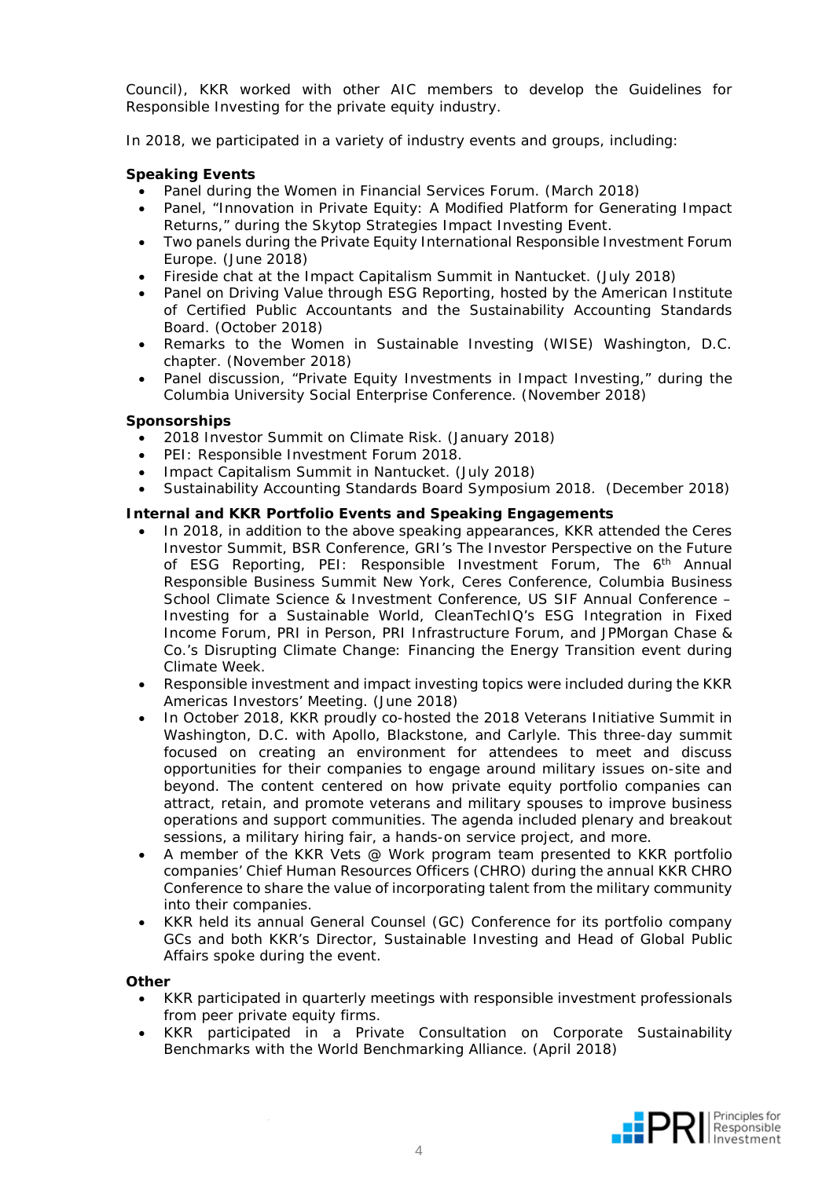Council), KKR worked with other AIC members to develop the Guidelines for Responsible Investing for the private equity industry.

In 2018, we participated in a variety of industry events and groups, including:

**Speaking Events**

- Panel during the Women in Financial Services Forum. (March 2018)
- Panel, "Innovation in Private Equity: A Modified Platform for Generating Impact Returns," during the Skytop Strategies Impact Investing Event.
- Two panels during the Private Equity International Responsible Investment Forum Europe. (June 2018)
- Fireside chat at the Impact Capitalism Summit in Nantucket. (July 2018)
- Panel on Driving Value through ESG Reporting, hosted by the American Institute of Certified Public Accountants and the Sustainability Accounting Standards Board. (October 2018)
- Remarks to the Women in Sustainable Investing (WISE) Washington, D.C. chapter. (November 2018)
- Panel discussion, "Private Equity Investments in Impact Investing," during the Columbia University Social Enterprise Conference. (November 2018)

**Sponsorships**

- 2018 Investor Summit on Climate Risk. (January 2018)
- PEI: Responsible Investment Forum 2018.
- Impact Capitalism Summit in Nantucket. (July 2018)
- Sustainability Accounting Standards Board Symposium 2018. (December 2018)

**Internal and KKR Portfolio Events and Speaking Engagements**

- In 2018, in addition to the above speaking appearances, KKR attended the Ceres Investor Summit, BSR Conference, GRI's The Investor Perspective on the Future of ESG Reporting, PEI: Responsible Investment Forum, The 6th Annual Responsible Business Summit New York, Ceres Conference, Columbia Business School Climate Science & Investment Conference, US SIF Annual Conference – Investing for a Sustainable World, CleanTechIQ's ESG Integration in Fixed Income Forum, PRI in Person, PRI Infrastructure Forum, and JPMorgan Chase & Co.'s Disrupting Climate Change: Financing the Energy Transition event during Climate Week.
- Responsible investment and impact investing topics were included during the KKR Americas Investors' Meeting. (June 2018)
- In October 2018, KKR proudly co-hosted the 2018 Veterans Initiative Summit in Washington, D.C. with Apollo, Blackstone, and Carlyle. This three-day summit focused on creating an environment for attendees to meet and discuss opportunities for their companies to engage around military issues on-site and beyond. The content centered on how private equity portfolio companies can attract, retain, and promote veterans and military spouses to improve business operations and support communities. The agenda included plenary and breakout sessions, a military hiring fair, a hands-on service project, and more.
- A member of the KKR Vets @ Work program team presented to KKR portfolio companies' Chief Human Resources Officers (CHRO) during the annual KKR CHRO Conference to share the value of incorporating talent from the military community into their companies.
- KKR held its annual General Counsel (GC) Conference for its portfolio company GCs and both KKR's Director, Sustainable Investing and Head of Global Public Affairs spoke during the event.

**Other**

- KKR participated in quarterly meetings with responsible investment professionals from peer private equity firms.
- KKR participated in a Private Consultation on Corporate Sustainability Benchmarks with the World Benchmarking Alliance. (April 2018)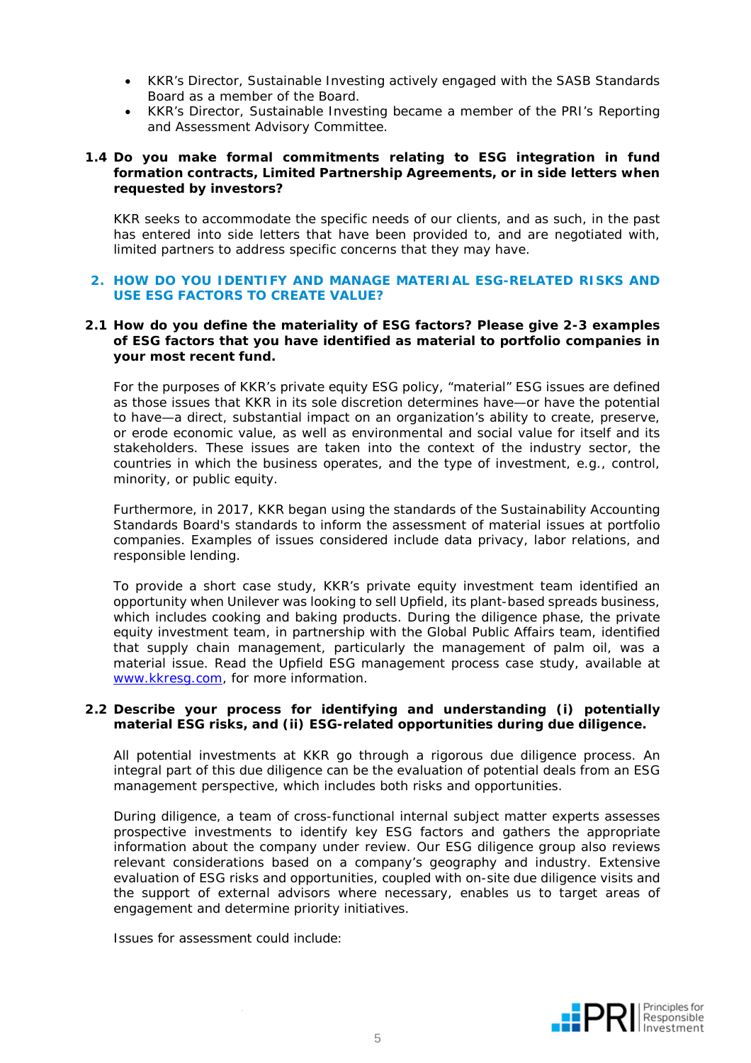- KKR's Director, Sustainable Investing actively engaged with the SASB Standards Board as a member of the Board.
- KKR's Director, Sustainable Investing became a member of the PRI's Reporting and Assessment Advisory Committee.

**1.4 Do you make formal commitments relating to ESG integration in fund formation contracts, Limited Partnership Agreements, or in side letters when requested by investors?**

KKR seeks to accommodate the specific needs of our clients, and as such, in the past has entered into side letters that have been provided to, and are negotiated with, limited partners to address specific concerns that they may have.

## 2. HOW DO YOU IDENTIFY AND MANAGE MATERIAL ESG-RELATED RISKS AND USE ESG FACTORS TO CREATE VALUE?

**2.1 How do you define the materiality of ESG factors? Please give 2-3 examples of ESG factors that you have identified as material to portfolio companies in your most recent fund.**

For the purposes of KKR's private equity ESG policy, "material" ESG issues are defined as those issues that KKR in its sole discretion determines have—or have the potential to have—a direct, substantial impact on an organization's ability to create, preserve, or erode economic value, as well as environmental and social value for itself and its stakeholders. These issues are taken into the context of the industry sector, the countries in which the business operates, and the type of investment, e.g., control, minority, or public equity.

Furthermore, in 2017, KKR began using the standards of the Sustainability Accounting Standards Board's standards to inform the assessment of material issues at portfolio companies. Examples of issues considered include data privacy, labor relations, and responsible lending.

To provide a short case study, KKR's private equity investment team identified an opportunity when Unilever was looking to sell Upfield, its plant-based spreads business, which includes cooking and baking products. During the diligence phase, the private equity investment team, in partnership with the Global Public Affairs team, identified that supply chain management, particularly the management of palm oil, was a material issue. Read the Upfield ESG management process case study, available at [www.kkresg.com](www.kkresg.com), for more information.

**2.2 Describe your process for identifying and understanding (i) potentially material ESG risks, and (ii) ESG-related opportunities during due diligence.**

All potential investments at KKR go through a rigorous due diligence process. An integral part of this due diligence can be the evaluation of potential deals from an ESG management perspective, which includes both risks and opportunities.

During diligence, a team of cross-functional internal subject matter experts assesses prospective investments to identify key ESG factors and gathers the appropriate information about the company under review. Our ESG diligence group also reviews relevant considerations based on a company's geography and industry. Extensive evaluation of ESG risks and opportunities, coupled with on-site due diligence visits and the support of external advisors where necessary, enables us to target areas of engagement and determine priority initiatives.

Issues for assessment could include: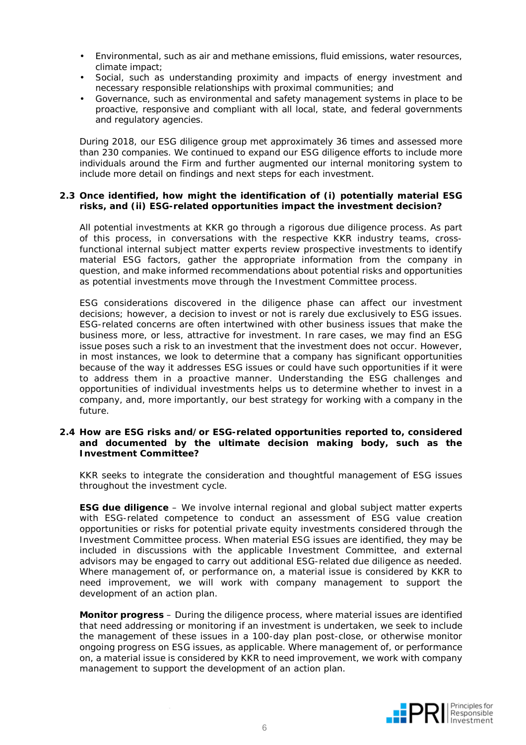- Environmental, such as air and methane emissions, fluid emissions, water resources, climate impact;
- Social, such as understanding proximity and impacts of energy investment and necessary responsible relationships with proximal communities; and
- Governance, such as environmental and safety management systems in place to be proactive, responsive and compliant with all local, state, and federal governments and regulatory agencies.

During 2018, our ESG diligence group met approximately 36 times and assessed more than 230 companies. We continued to expand our ESG diligence efforts to include more individuals around the Firm and further augmented our internal monitoring system to include more detail on findings and next steps for each investment.

### 2.3 Once identified, how might the identification of (i) potentially material ESG risks, and (ii) ESG-related opportunities impact the investment decision?

All potential investments at KKR go through a rigorous due diligence process. As part of this process, in conversations with the respective KKR industry teams, cross-functional internal subject matter experts review prospective investments to identify material ESG factors, gather the appropriate information from the company in question, and make informed recommendations about potential risks and opportunities as potential investments move through the Investment Committee process.

ESG considerations discovered in the diligence phase can affect our investment decisions; however, a decision to invest or not is rarely due exclusively to ESG issues. ESG-related concerns are often intertwined with other business issues that make the business more, or less, attractive for investment. In rare cases, we may find an ESG issue poses such a risk to an investment that the investment does not occur. However, in most instances, we look to determine that a company has significant opportunities because of the way it addresses ESG issues or could have such opportunities if it were to address them in a proactive manner. Understanding the ESG challenges and opportunities of individual investments helps us to determine whether to invest in a company, and, more importantly, our best strategy for working with a company in the future.

### 2.4 How are ESG risks and/or ESG-related opportunities reported to, considered and documented by the ultimate decision making body, such as the Investment Committee?

KKR seeks to integrate the consideration and thoughtful management of ESG issues throughout the investment cycle.

**ESG due diligence** – We involve internal regional and global subject matter experts with ESG-related competence to conduct an assessment of ESG value creation opportunities or risks for potential private equity investments considered through the Investment Committee process. When material ESG issues are identified, they may be included in discussions with the applicable Investment Committee, and external advisors may be engaged to carry out additional ESG-related due diligence as needed. Where management of, or performance on, a material issue is considered by KKR to need improvement, we will work with company management to support the development of an action plan.

**Monitor progress** – During the diligence process, where material issues are identified that need addressing or monitoring if an investment is undertaken, we seek to include the management of these issues in a 100-day plan post-close, or otherwise monitor ongoing progress on ESG issues, as applicable. Where management of, or performance on, a material issue is considered by KKR to need improvement, we work with company management to support the development of an action plan.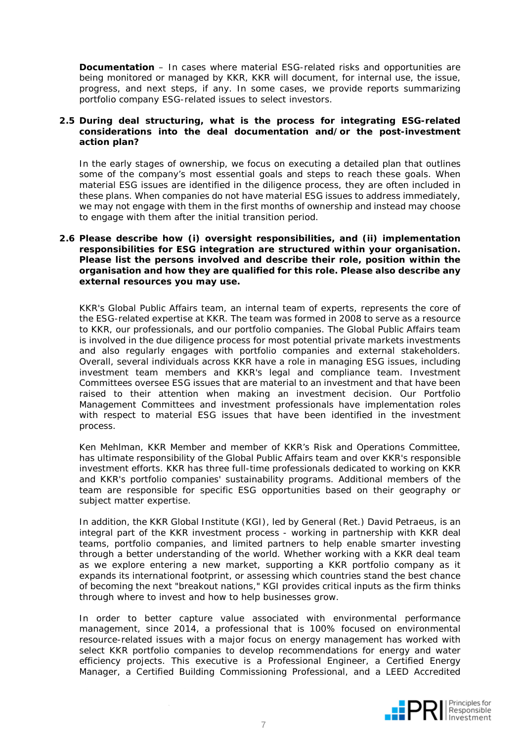**Documentation** – In cases where material ESG-related risks and opportunities are being monitored or managed by KKR, KKR will document, for internal use, the issue, progress, and next steps, if any. In some cases, we provide reports summarizing portfolio company ESG-related issues to select investors.

**2.5 During deal structuring, what is the process for integrating ESG-related considerations into the deal documentation and/or the post-investment action plan?**

In the early stages of ownership, we focus on executing a detailed plan that outlines some of the company's most essential goals and steps to reach these goals. When material ESG issues are identified in the diligence process, they are often included in these plans. When companies do not have material ESG issues to address immediately, we may not engage with them in the first months of ownership and instead may choose to engage with them after the initial transition period.

**2.6 Please describe how (i) oversight responsibilities, and (ii) implementation responsibilities for ESG integration are structured within your organisation. Please list the persons involved and describe their role, position within the organisation and how they are qualified for this role. Please also describe any external resources you may use.**

KKR's Global Public Affairs team, an internal team of experts, represents the core of the ESG-related expertise at KKR. The team was formed in 2008 to serve as a resource to KKR, our professionals, and our portfolio companies. The Global Public Affairs team is involved in the due diligence process for most potential private markets investments and also regularly engages with portfolio companies and external stakeholders. Overall, several individuals across KKR have a role in managing ESG issues, including investment team members and KKR's legal and compliance team. Investment Committees oversee ESG issues that are material to an investment and that have been raised to their attention when making an investment decision. Our Portfolio Management Committees and investment professionals have implementation roles with respect to material ESG issues that have been identified in the investment process.

Ken Mehlman, KKR Member and member of KKR's Risk and Operations Committee, has ultimate responsibility of the Global Public Affairs team and over KKR's responsible investment efforts. KKR has three full-time professionals dedicated to working on KKR and KKR's portfolio companies' sustainability programs. Additional members of the team are responsible for specific ESG opportunities based on their geography or subject matter expertise.

In addition, the KKR Global Institute (KGI), led by General (Ret.) David Petraeus, is an integral part of the KKR investment process - working in partnership with KKR deal teams, portfolio companies, and limited partners to help enable smarter investing through a better understanding of the world. Whether working with a KKR deal team as we explore entering a new market, supporting a KKR portfolio company as it expands its international footprint, or assessing which countries stand the best chance of becoming the next "breakout nations," KGI provides critical inputs as the firm thinks through where to invest and how to help businesses grow.

In order to better capture value associated with environmental performance management, since 2014, a professional that is 100% focused on environmental resource-related issues with a major focus on energy management has worked with select KKR portfolio companies to develop recommendations for energy and water efficiency projects. This executive is a Professional Engineer, a Certified Energy Manager, a Certified Building Commissioning Professional, and a LEED Accredited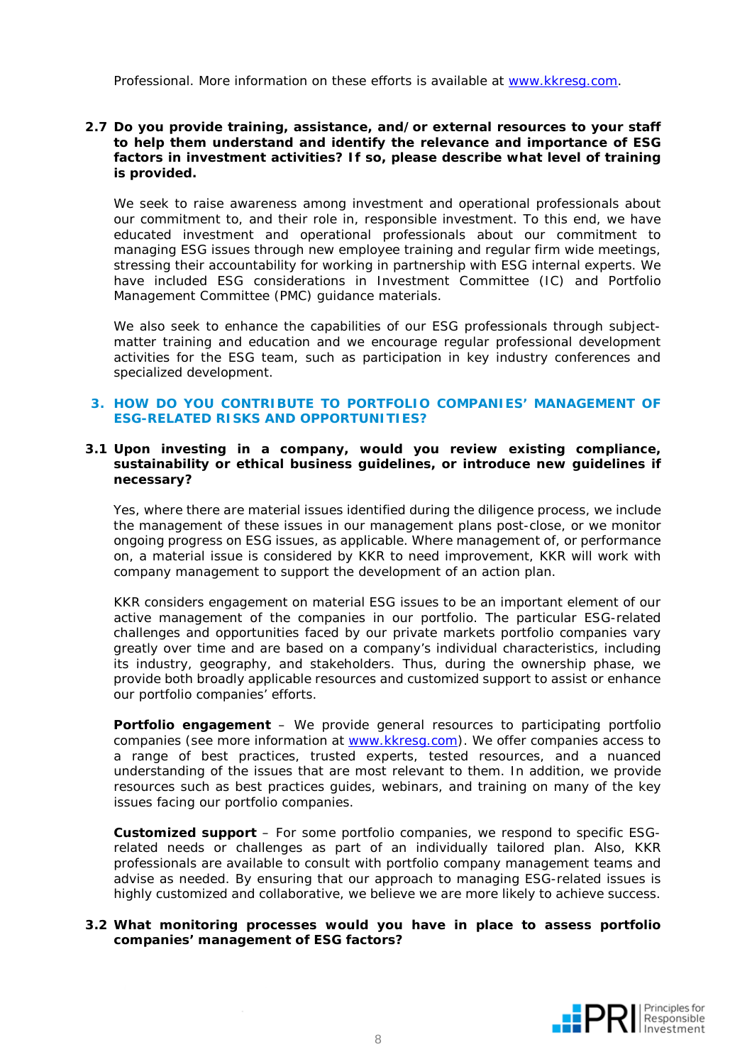Professional. More information on these efforts is available at www.kkresg.com.

**2.7 Do you provide training, assistance, and/or external resources to your staff to help them understand and identify the relevance and importance of ESG factors in investment activities? If so, please describe what level of training is provided.**

We seek to raise awareness among investment and operational professionals about our commitment to, and their role in, responsible investment. To this end, we have educated investment and operational professionals about our commitment to managing ESG issues through new employee training and regular firm wide meetings, stressing their accountability for working in partnership with ESG internal experts. We have included ESG considerations in Investment Committee (IC) and Portfolio Management Committee (PMC) guidance materials.

We also seek to enhance the capabilities of our ESG professionals through subject-matter training and education and we encourage regular professional development activities for the ESG team, such as participation in key industry conferences and specialized development.

## 3. HOW DO YOU CONTRIBUTE TO PORTFOLIO COMPANIES' MANAGEMENT OF ESG-RELATED RISKS AND OPPORTUNITIES?

**3.1 Upon investing in a company, would you review existing compliance, sustainability or ethical business guidelines, or introduce new guidelines if necessary?**

Yes, where there are material issues identified during the diligence process, we include the management of these issues in our management plans post-close, or we monitor ongoing progress on ESG issues, as applicable. Where management of, or performance on, a material issue is considered by KKR to need improvement, KKR will work with company management to support the development of an action plan.

KKR considers engagement on material ESG issues to be an important element of our active management of the companies in our portfolio. The particular ESG-related challenges and opportunities faced by our private markets portfolio companies vary greatly over time and are based on a company's individual characteristics, including its industry, geography, and stakeholders. Thus, during the ownership phase, we provide both broadly applicable resources and customized support to assist or enhance our portfolio companies' efforts.

**Portfolio engagement** – We provide general resources to participating portfolio companies (see more information at www.kkresg.com). We offer companies access to a range of best practices, trusted experts, tested resources, and a nuanced understanding of the issues that are most relevant to them. In addition, we provide resources such as best practices guides, webinars, and training on many of the key issues facing our portfolio companies.

**Customized support** – For some portfolio companies, we respond to specific ESG-related needs or challenges as part of an individually tailored plan. Also, KKR professionals are available to consult with portfolio company management teams and advise as needed. By ensuring that our approach to managing ESG-related issues is highly customized and collaborative, we believe we are more likely to achieve success.

**3.2 What monitoring processes would you have in place to assess portfolio companies' management of ESG factors?**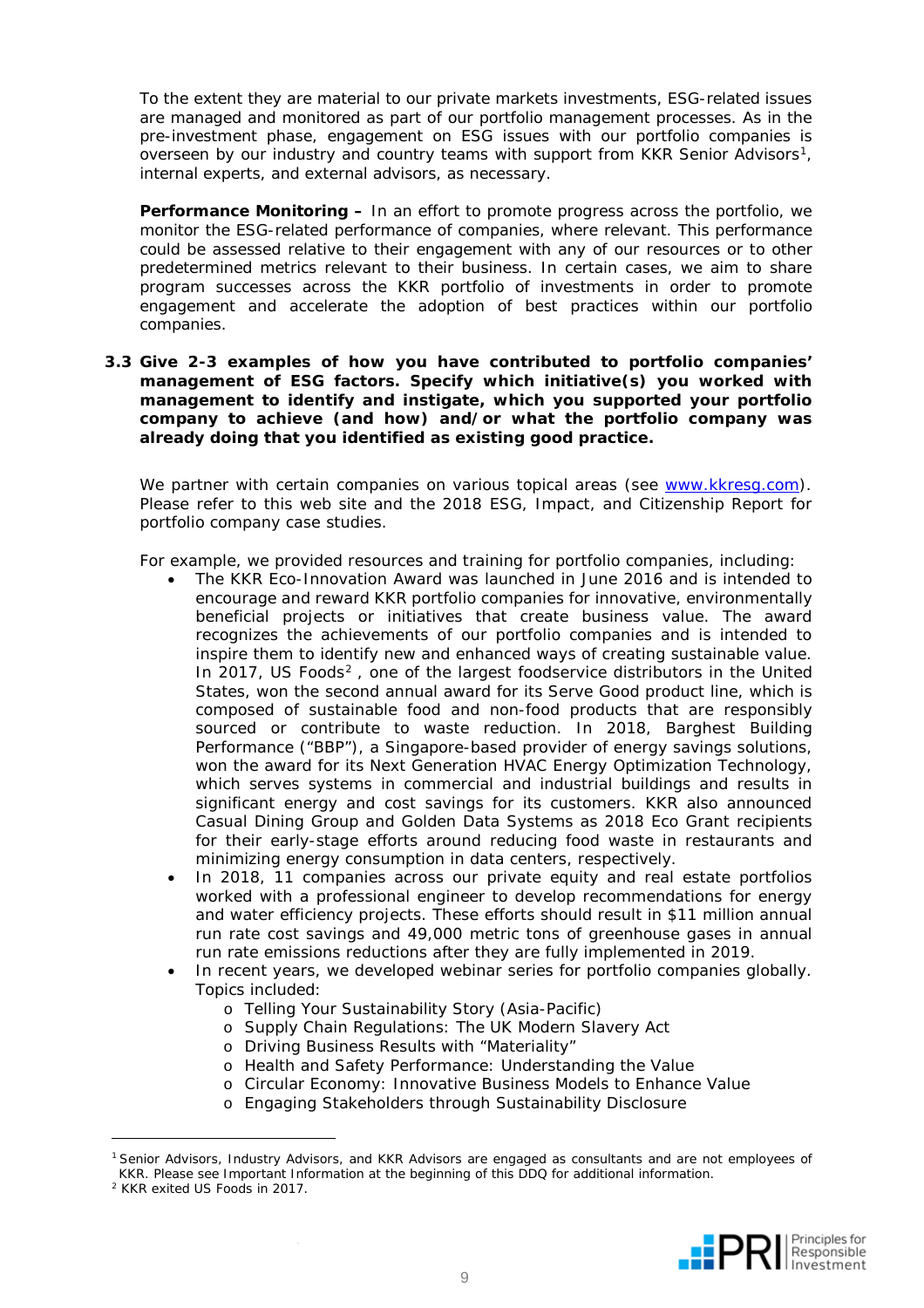To the extent they are material to our private markets investments, ESG-related issues are managed and monitored as part of our portfolio management processes. As in the pre-investment phase, engagement on ESG issues with our portfolio companies is overseen by our industry and country teams with support from KKR Senior Advisors[1], internal experts, and external advisors, as necessary.

**Performance Monitoring –** In an effort to promote progress across the portfolio, we monitor the ESG-related performance of companies, where relevant. This performance could be assessed relative to their engagement with any of our resources or to other predetermined metrics relevant to their business. In certain cases, we aim to share program successes across the KKR portfolio of investments in order to promote engagement and accelerate the adoption of best practices within our portfolio companies.

**3.3 Give 2-3 examples of how you have contributed to portfolio companies' management of ESG factors. Specify which initiative(s) you worked with management to identify and instigate, which you supported your portfolio company to achieve (and how) and/or what the portfolio company was already doing that you identified as existing good practice.**

We partner with certain companies on various topical areas (see www.kkresg.com). Please refer to this web site and the 2018 ESG, Impact, and Citizenship Report for portfolio company case studies.

For example, we provided resources and training for portfolio companies, including:

- The KKR Eco-Innovation Award was launched in June 2016 and is intended to encourage and reward KKR portfolio companies for innovative, environmentally beneficial projects or initiatives that create business value. The award recognizes the achievements of our portfolio companies and is intended to inspire them to identify new and enhanced ways of creating sustainable value. In 2017, US Foods[2] , one of the largest foodservice distributors in the United States, won the second annual award for its Serve Good product line, which is composed of sustainable food and non-food products that are responsibly sourced or contribute to waste reduction. In 2018, Barghest Building Performance ("BBP"), a Singapore-based provider of energy savings solutions, won the award for its Next Generation HVAC Energy Optimization Technology, which serves systems in commercial and industrial buildings and results in significant energy and cost savings for its customers. KKR also announced Casual Dining Group and Golden Data Systems as 2018 Eco Grant recipients for their early-stage efforts around reducing food waste in restaurants and minimizing energy consumption in data centers, respectively.
- In 2018, 11 companies across our private equity and real estate portfolios worked with a professional engineer to develop recommendations for energy and water efficiency projects. These efforts should result in $11 million annual run rate cost savings and 49,000 metric tons of greenhouse gases in annual run rate emissions reductions after they are fully implemented in 2019.
- In recent years, we developed webinar series for portfolio companies globally. Topics included:
    - Telling Your Sustainability Story (Asia-Pacific)
    - Supply Chain Regulations: The UK Modern Slavery Act
    - Driving Business Results with "Materiality"
    - Health and Safety Performance: Understanding the Value
    - Circular Economy: Innovative Business Models to Enhance Value
    - Engaging Stakeholders through Sustainability Disclosure

---

[1] Senior Advisors, Industry Advisors, and KKR Advisors are engaged as consultants and are not employees of KKR. Please see Important Information at the beginning of this DDQ for additional information.

[2] KKR exited US Foods in 2017.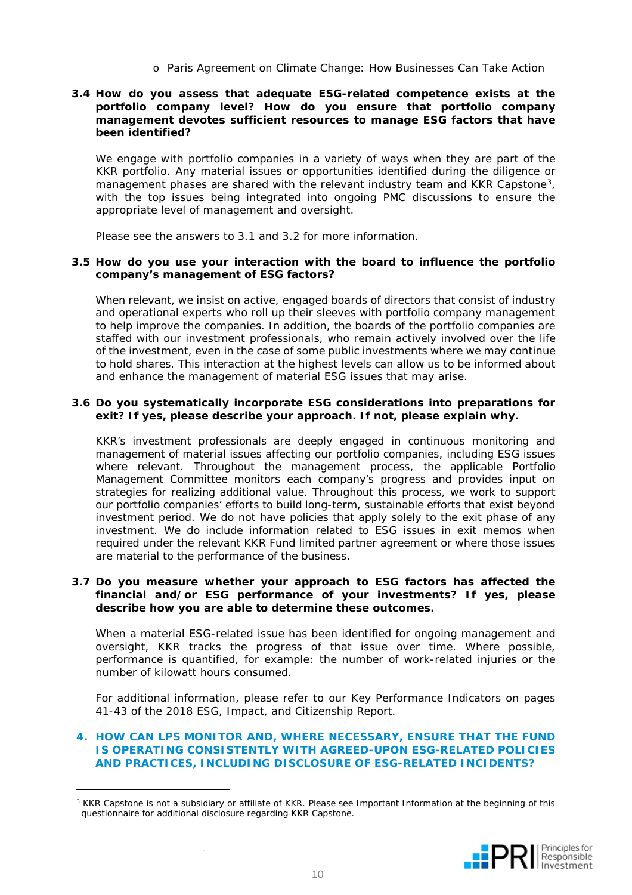- Paris Agreement on Climate Change: How Businesses Can Take Action

**3.4 How do you assess that adequate ESG-related competence exists at the portfolio company level? How do you ensure that portfolio company management devotes sufficient resources to manage ESG factors that have been identified?**

We engage with portfolio companies in a variety of ways when they are part of the KKR portfolio. Any material issues or opportunities identified during the diligence or management phases are shared with the relevant industry team and KKR Capstone[3], with the top issues being integrated into ongoing PMC discussions to ensure the appropriate level of management and oversight.

Please see the answers to 3.1 and 3.2 for more information.

**3.5 How do you use your interaction with the board to influence the portfolio company's management of ESG factors?**

When relevant, we insist on active, engaged boards of directors that consist of industry and operational experts who roll up their sleeves with portfolio company management to help improve the companies. In addition, the boards of the portfolio companies are staffed with our investment professionals, who remain actively involved over the life of the investment, even in the case of some public investments where we may continue to hold shares. This interaction at the highest levels can allow us to be informed about and enhance the management of material ESG issues that may arise.

**3.6 Do you systematically incorporate ESG considerations into preparations for exit? If yes, please describe your approach. If not, please explain why.**

KKR's investment professionals are deeply engaged in continuous monitoring and management of material issues affecting our portfolio companies, including ESG issues where relevant. Throughout the management process, the applicable Portfolio Management Committee monitors each company's progress and provides input on strategies for realizing additional value. Throughout this process, we work to support our portfolio companies' efforts to build long-term, sustainable efforts that exist beyond investment period. We do not have policies that apply solely to the exit phase of any investment. We do include information related to ESG issues in exit memos when required under the relevant KKR Fund limited partner agreement or where those issues are material to the performance of the business.

**3.7 Do you measure whether your approach to ESG factors has affected the financial and/or ESG performance of your investments? If yes, please describe how you are able to determine these outcomes.**

When a material ESG-related issue has been identified for ongoing management and oversight, KKR tracks the progress of that issue over time. Where possible, performance is quantified, for example: the number of work-related injuries or the number of kilowatt hours consumed.

For additional information, please refer to our Key Performance Indicators on pages 41-43 of the 2018 ESG, Impact, and Citizenship Report.

## 4. HOW CAN LPS MONITOR AND, WHERE NECESSARY, ENSURE THAT THE FUND IS OPERATING CONSISTENTLY WITH AGREED-UPON ESG-RELATED POLICIES AND PRACTICES, INCLUDING DISCLOSURE OF ESG-RELATED INCIDENTS?

[3] KKR Capstone is not a subsidiary or affiliate of KKR. Please see Important Information at the beginning of this questionnaire for additional disclosure regarding KKR Capstone.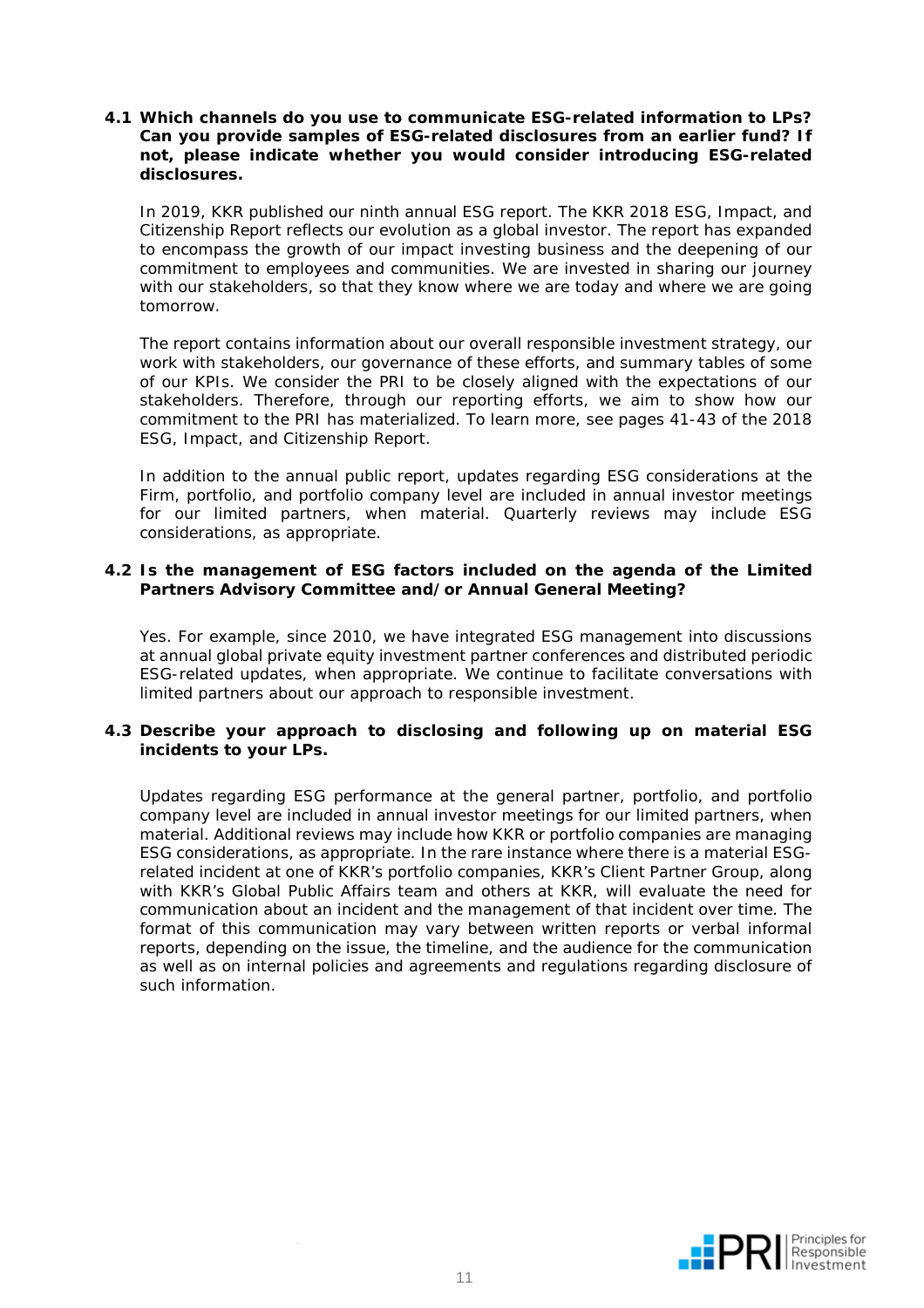**4.1 Which channels do you use to communicate ESG-related information to LPs? Can you provide samples of ESG-related disclosures from an earlier fund? If not, please indicate whether you would consider introducing ESG-related disclosures.**

In 2019, KKR published our ninth annual ESG report. The KKR 2018 ESG, Impact, and Citizenship Report reflects our evolution as a global investor. The report has expanded to encompass the growth of our impact investing business and the deepening of our commitment to employees and communities. We are invested in sharing our journey with our stakeholders, so that they know where we are today and where we are going tomorrow.

The report contains information about our overall responsible investment strategy, our work with stakeholders, our governance of these efforts, and summary tables of some of our KPIs. We consider the PRI to be closely aligned with the expectations of our stakeholders. Therefore, through our reporting efforts, we aim to show how our commitment to the PRI has materialized. To learn more, see pages 41-43 of the 2018 ESG, Impact, and Citizenship Report.

In addition to the annual public report, updates regarding ESG considerations at the Firm, portfolio, and portfolio company level are included in annual investor meetings for our limited partners, when material. Quarterly reviews may include ESG considerations, as appropriate.

**4.2 Is the management of ESG factors included on the agenda of the Limited Partners Advisory Committee and/or Annual General Meeting?**

Yes. For example, since 2010, we have integrated ESG management into discussions at annual global private equity investment partner conferences and distributed periodic ESG-related updates, when appropriate. We continue to facilitate conversations with limited partners about our approach to responsible investment.

**4.3 Describe your approach to disclosing and following up on material ESG incidents to your LPs.**

Updates regarding ESG performance at the general partner, portfolio, and portfolio company level are included in annual investor meetings for our limited partners, when material. Additional reviews may include how KKR or portfolio companies are managing ESG considerations, as appropriate. In the rare instance where there is a material ESG-related incident at one of KKR's portfolio companies, KKR's Client Partner Group, along with KKR's Global Public Affairs team and others at KKR, will evaluate the need for communication about an incident and the management of that incident over time. The format of this communication may vary between written reports or verbal informal reports, depending on the issue, the timeline, and the audience for the communication as well as on internal policies and agreements and regulations regarding disclosure of such information.